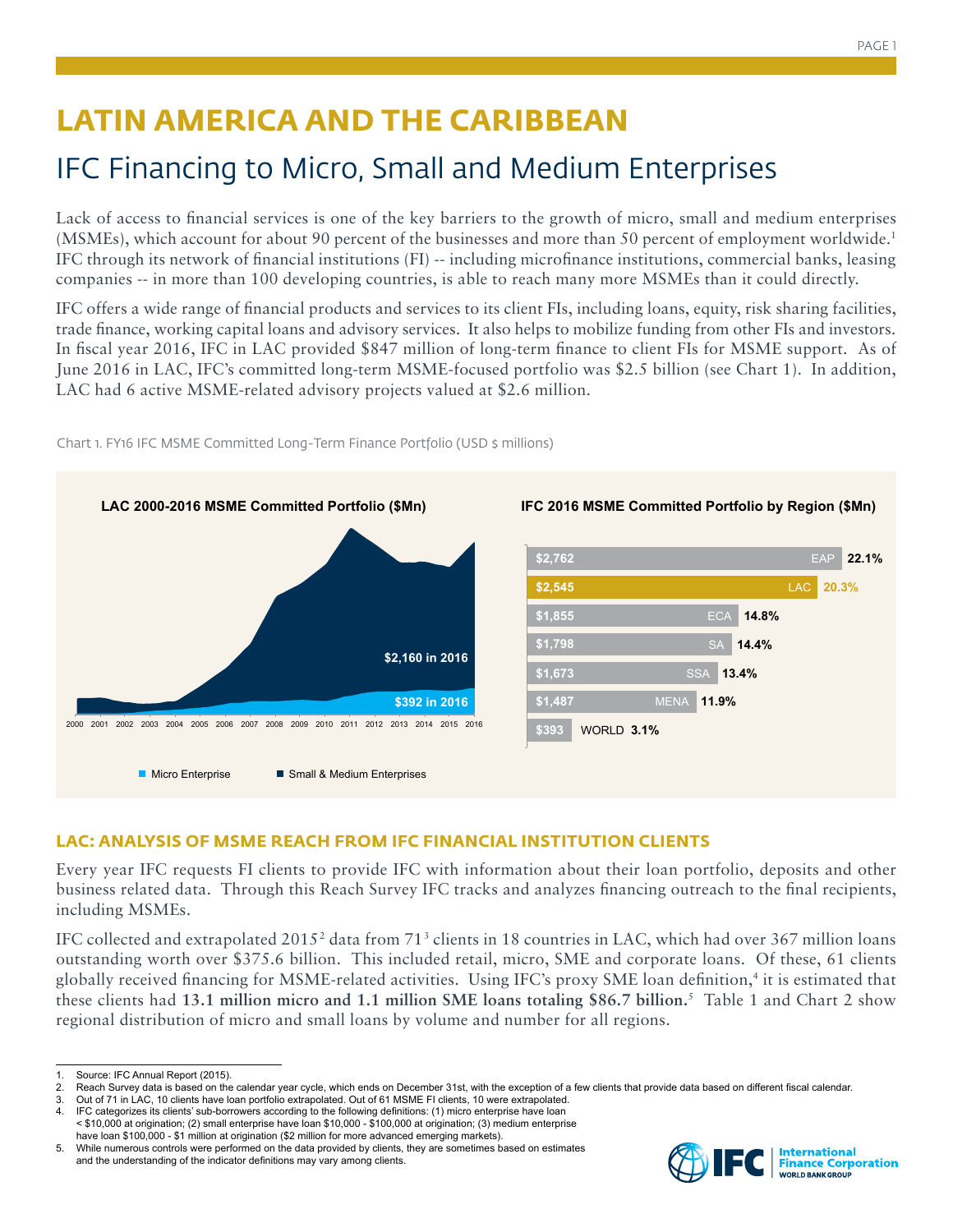# LATIN AMERICA AND THE CARIBBEAN

## IFC Financing to Micro, Small and Medium Enterprises

Lack of access to financial services is one of the key barriers to the growth of micro, small and medium enterprises (MSMEs), which account for about 90 percent of the businesses and more than 50 percent of employment worldwide.[1] IFC through its network of financial institutions (FI) -- including microfinance institutions, commercial banks, leasing companies -- in more than 100 developing countries, is able to reach many more MSMEs than it could directly.

IFC offers a wide range of financial products and services to its client FIs, including loans, equity, risk sharing facilities, trade finance, working capital loans and advisory services. It also helps to mobilize funding from other FIs and investors. In fiscal year 2016, IFC in LAC provided $847 million of long-term finance to client FIs for MSME support. As of June 2016 in LAC, IFC's committed long-term MSME-focused portfolio was $2.5 billion (see Chart 1). In addition, LAC had 6 active MSME-related advisory projects valued at $2.6 million.

Chart 1. FY16 IFC MSME Committed Long-Term Finance Portfolio (USD $ millions)

**LAC 2000-2016 MSME Committed Portfolio ($Mn)**

Small & Medium Enterprises: $2,160 in 2016
Micro Enterprise: $392 in 2016

**IFC 2016 MSME Committed Portfolio by Region ($Mn)**

| Region | $Mn | Share |
|---|---|---|
| EAP | $2,762 | 22.1% |
| LAC | $2,545 | 20.3% |
| ECA | $1,855 | 14.8% |
| SA | $1,798 | 14.4% |
| SSA | $1,673 | 13.4% |
| MENA | $1,487 | 11.9% |
| WORLD | $393 | 3.1% |

### LAC: ANALYSIS OF MSME REACH FROM IFC FINANCIAL INSTITUTION CLIENTS

Every year IFC requests FI clients to provide IFC with information about their loan portfolio, deposits and other business related data. Through this Reach Survey IFC tracks and analyzes financing outreach to the final recipients, including MSMEs.

IFC collected and extrapolated 2015[2] data from 71[3] clients in 18 countries in LAC, which had over 367 million loans outstanding worth over $375.6 billion. This included retail, micro, SME and corporate loans. Of these, 61 clients globally received financing for MSME-related activities. Using IFC's proxy SME loan definition,[4] it is estimated that these clients had **13.1 million micro and 1.1 million SME loans totaling $86.7 billion.**[5] Table 1 and Chart 2 show regional distribution of micro and small loans by volume and number for all regions.

1. Source: IFC Annual Report (2015).
2. Reach Survey data is based on the calendar year cycle, which ends on December 31st, with the exception of a few clients that provide data based on different fiscal calendar.
3. Out of 71 in LAC, 10 clients have loan portfolio extrapolated. Out of 61 MSME FI clients, 10 were extrapolated.
4. IFC categorizes its clients' sub-borrowers according to the following definitions: (1) micro enterprise have loan < $10,000 at origination; (2) small enterprise have loan $10,000 - $100,000 at origination; (3) medium enterprise have loan $100,000 - $1 million at origination ($2 million for more advanced emerging markets).
5. While numerous controls were performed on the data provided by clients, they are sometimes based on estimates and the understanding of the indicator definitions may vary among clients.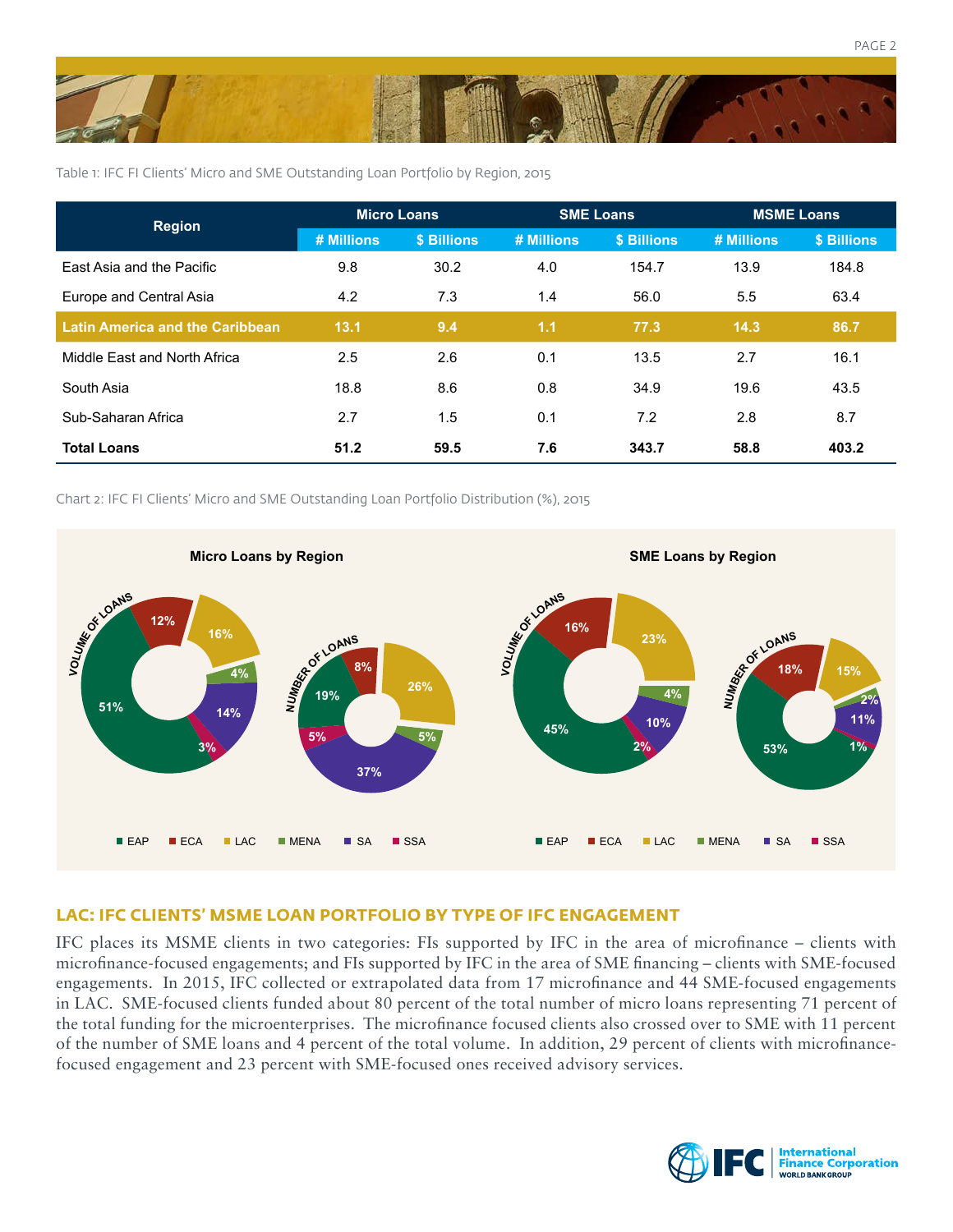Table 1: IFC FI Clients' Micro and SME Outstanding Loan Portfolio by Region, 2015

| Region | Micro Loans | | SME Loans | | MSME Loans | |
|---|---|---|---|---|---|---|
| | # Millions | $ Billions | # Millions | $ Billions | # Millions | $ Billions |
| East Asia and the Pacific | 9.8 | 30.2 | 4.0 | 154.7 | 13.9 | 184.8 |
| Europe and Central Asia | 4.2 | 7.3 | 1.4 | 56.0 | 5.5 | 63.4 |
| **Latin America and the Caribbean** | **13.1** | **9.4** | **1.1** | **77.3** | **14.3** | **86.7** |
| Middle East and North Africa | 2.5 | 2.6 | 0.1 | 13.5 | 2.7 | 16.1 |
| South Asia | 18.8 | 8.6 | 0.8 | 34.9 | 19.6 | 43.5 |
| Sub-Saharan Africa | 2.7 | 1.5 | 0.1 | 7.2 | 2.8 | 8.7 |
| **Total Loans** | **51.2** | **59.5** | **7.6** | **343.7** | **58.8** | **403.2** |

Chart 2: IFC FI Clients' Micro and SME Outstanding Loan Portfolio Distribution (%), 2015

**Micro Loans by Region**

| Region | Volume of Loans | Number of Loans |
|---|---|---|
| EAP | 51% | 19% |
| ECA | 12% | 8% |
| LAC | 16% | 26% |
| MENA | 4% | 5% |
| SA | 14% | 37% |
| SSA | 3% | 5% |

**SME Loans by Region**

| Region | Volume of Loans | Number of Loans |
|---|---|---|
| EAP | 45% | 53% |
| ECA | 16% | 18% |
| LAC | 23% | 15% |
| MENA | 4% | 2% |
| SA | 10% | 11% |
| SSA | 2% | 1% |

## LAC: IFC CLIENTS' MSME LOAN PORTFOLIO BY TYPE OF IFC ENGAGEMENT

IFC places its MSME clients in two categories: FIs supported by IFC in the area of microfinance – clients with microfinance-focused engagements; and FIs supported by IFC in the area of SME financing – clients with SME-focused engagements. In 2015, IFC collected or extrapolated data from 17 microfinance and 44 SME-focused engagements in LAC. SME-focused clients funded about 80 percent of the total number of micro loans representing 71 percent of the total funding for the microenterprises. The microfinance focused clients also crossed over to SME with 11 percent of the number of SME loans and 4 percent of the total volume. In addition, 29 percent of clients with microfinance-focused engagement and 23 percent with SME-focused ones received advisory services.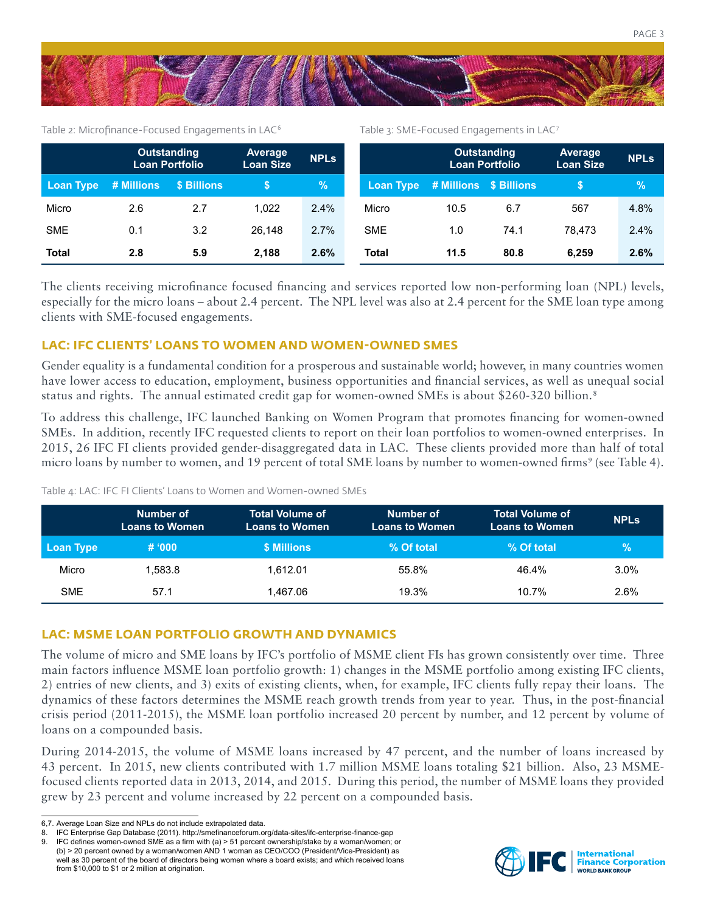Table 2: Microfinance-Focused Engagements in LAC[6]

| | Outstanding Loan Portfolio | | Average Loan Size | NPLs |
|---|---|---|---|---|
| Loan Type | # Millions | $ Billions | $ | % |
| Micro | 2.6 | 2.7 | 1,022 | 2.4% |
| SME | 0.1 | 3.2 | 26,148 | 2.7% |
| **Total** | **2.8** | **5.9** | **2,188** | **2.6%** |

Table 3: SME-Focused Engagements in LAC[7]

| | Outstanding Loan Portfolio | | Average Loan Size | NPLs |
|---|---|---|---|---|
| Loan Type | # Millions | $ Billions | $ | % |
| Micro | 10.5 | 6.7 | 567 | 4.8% |
| SME | 1.0 | 74.1 | 78,473 | 2.4% |
| **Total** | **11.5** | **80.8** | **6,259** | **2.6%** |

The clients receiving microfinance focused financing and services reported low non-performing loan (NPL) levels, especially for the micro loans – about 2.4 percent. The NPL level was also at 2.4 percent for the SME loan type among clients with SME-focused engagements.

## LAC: IFC CLIENTS' LOANS TO WOMEN AND WOMEN-OWNED SMES

Gender equality is a fundamental condition for a prosperous and sustainable world; however, in many countries women have lower access to education, employment, business opportunities and financial services, as well as unequal social status and rights. The annual estimated credit gap for women-owned SMEs is about $260-320 billion.[8]

To address this challenge, IFC launched Banking on Women Program that promotes financing for women-owned SMEs. In addition, recently IFC requested clients to report on their loan portfolios to women-owned enterprises. In 2015, 26 IFC FI clients provided gender-disaggregated data in LAC. These clients provided more than half of total micro loans by number to women, and 19 percent of total SME loans by number to women-owned firms[9] (see Table 4).

Table 4: LAC: IFC FI Clients' Loans to Women and Women-owned SMEs

| | Number of Loans to Women | Total Volume of Loans to Women | Number of Loans to Women | Total Volume of Loans to Women | NPLs |
|---|---|---|---|---|---|
| Loan Type | # '000 | $ Millions | % Of total | % Of total | % |
| Micro | 1,583.8 | 1,612.01 | 55.8% | 46.4% | 3.0% |
| SME | 57.1 | 1,467.06 | 19.3% | 10.7% | 2.6% |

## LAC: MSME LOAN PORTFOLIO GROWTH AND DYNAMICS

The volume of micro and SME loans by IFC's portfolio of MSME client FIs has grown consistently over time. Three main factors influence MSME loan portfolio growth: 1) changes in the MSME portfolio among existing IFC clients, 2) entries of new clients, and 3) exits of existing clients, when, for example, IFC clients fully repay their loans. The dynamics of these factors determines the MSME reach growth trends from year to year. Thus, in the post-financial crisis period (2011-2015), the MSME loan portfolio increased 20 percent by number, and 12 percent by volume of loans on a compounded basis.

During 2014-2015, the volume of MSME loans increased by 47 percent, and the number of loans increased by 43 percent. In 2015, new clients contributed with 1.7 million MSME loans totaling $21 billion. Also, 23 MSME-focused clients reported data in 2013, 2014, and 2015. During this period, the number of MSME loans they provided grew by 23 percent and volume increased by 22 percent on a compounded basis.

---

6,7. Average Loan Size and NPLs do not include extrapolated data.
8. IFC Enterprise Gap Database (2011). http://smefinanceforum.org/data-sites/ifc-enterprise-finance-gap
9. IFC defines women-owned SME as a firm with (a) > 51 percent ownership/stake by a woman/women; or (b) > 20 percent owned by a woman/women AND 1 woman as CEO/COO (President/Vice-President) as well as 30 percent of the board of directors being women where a board exists; and which received loans from $10,000 to $1 or 2 million at origination.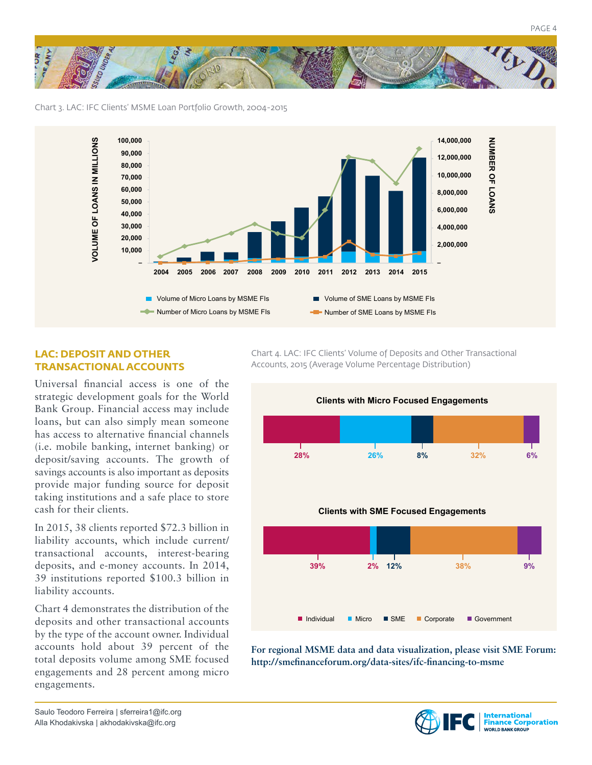Chart 3. LAC: IFC Clients' MSME Loan Portfolio Growth, 2004-2015

VOLUME OF LOANS IN MILLIONS

100,000
90,000
80,000
70,000
60,000
50,000
40,000
30,000
20,000
10,000
–

NUMBER OF LOANS

14,000,000
12,000,000
10,000,000
8,000,000
6,000,000
4,000,000
2,000,000
–

2004 2005 2006 2007 2008 2009 2010 2011 2012 2013 2014 2015

Volume of Micro Loans by MSME FIs
Volume of SME Loans by MSME FIs
Number of Micro Loans by MSME FIs
Number of SME Loans by MSME FIs

## LAC: DEPOSIT AND OTHER TRANSACTIONAL ACCOUNTS

Universal financial access is one of the strategic development goals for the World Bank Group. Financial access may include loans, but can also simply mean someone has access to alternative financial channels (i.e. mobile banking, internet banking) or deposit/saving accounts. The growth of savings accounts is also important as deposits provide major funding source for deposit taking institutions and a safe place to store cash for their clients.

In 2015, 38 clients reported $72.3 billion in liability accounts, which include current/ transactional accounts, interest-bearing deposits, and e-money accounts. In 2014, 39 institutions reported $100.3 billion in liability accounts.

Chart 4 demonstrates the distribution of the deposits and other transactional accounts by the type of the account owner. Individual accounts hold about 39 percent of the total deposits volume among SME focused engagements and 28 percent among micro engagements.

Chart 4. LAC: IFC Clients' Volume of Deposits and Other Transactional Accounts, 2015 (Average Volume Percentage Distribution)

**Clients with Micro Focused Engagements**

28% 26% 8% 32% 6%

**Clients with SME Focused Engagements**

39% 2% 12% 38% 9%

Individual Micro SME Corporate Government

**For regional MSME data and data visualization, please visit SME Forum: http://smefinanceforum.org/data-sites/ifc-financing-to-msme**

Saulo Teodoro Ferreira | sferreira1@ifc.org
Alla Khodakivska | akhodakivska@ifc.org